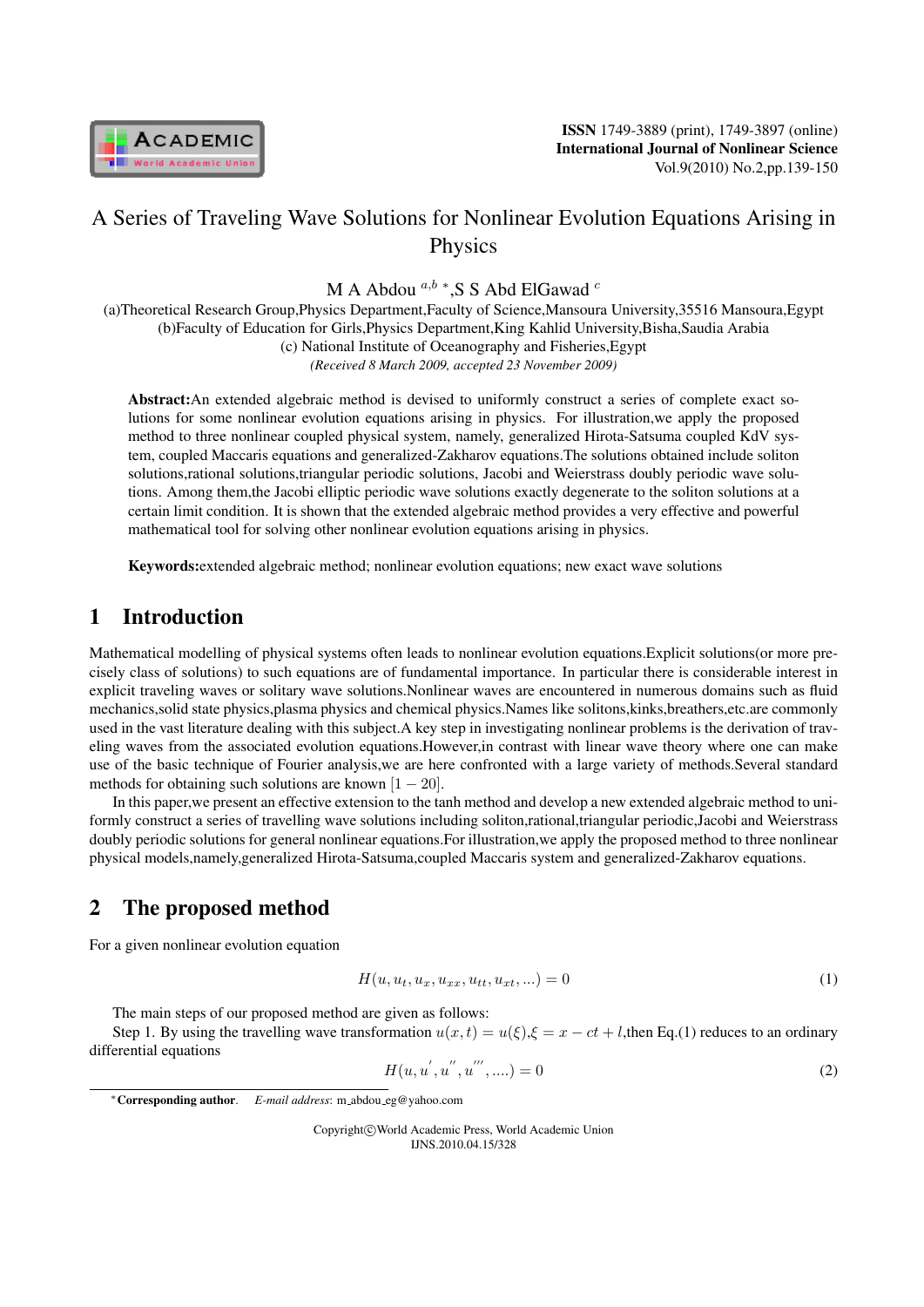# A Series of Traveling Wave Solutions for Nonlinear Evolution Equations Arising in Physics

M A Abdou [a,b] *, S S Abd ElGawad [c]

(a)Theoretical Research Group,Physics Department,Faculty of Science,Mansoura University,35516 Mansoura,Egypt
(b)Faculty of Education for Girls,Physics Department,King Kahlid University,Bisha,Saudia Arabia
(c) National Institute of Oceanography and Fisheries,Egypt
*(Received 8 March 2009, accepted 23 November 2009)*

**Abstract:**An extended algebraic method is devised to uniformly construct a series of complete exact solutions for some nonlinear evolution equations arising in physics. For illustration,we apply the proposed method to three nonlinear coupled physical system, namely, generalized Hirota-Satsuma coupled KdV system, coupled Maccaris equations and generalized-Zakharov equations.The solutions obtained include soliton solutions,rational solutions,triangular periodic solutions, Jacobi and Weierstrass doubly periodic wave solutions. Among them,the Jacobi elliptic periodic wave solutions exactly degenerate to the soliton solutions at a certain limit condition. It is shown that the extended algebraic method provides a very effective and powerful mathematical tool for solving other nonlinear evolution equations arising in physics.

**Keywords:**extended algebraic method; nonlinear evolution equations; new exact wave solutions

## 1 Introduction

Mathematical modelling of physical systems often leads to nonlinear evolution equations.Explicit solutions(or more precisely class of solutions) to such equations are of fundamental importance. In particular there is considerable interest in explicit traveling waves or solitary wave solutions.Nonlinear waves are encountered in numerous domains such as fluid mechanics,solid state physics,plasma physics and chemical physics.Names like solitons,kinks,breathers,etc.are commonly used in the vast literature dealing with this subject.A key step in investigating nonlinear problems is the derivation of traveling waves from the associated evolution equations.However,in contrast with linear wave theory where one can make use of the basic technique of Fourier analysis,we are here confronted with a large variety of methods.Several standard methods for obtaining such solutions are known $[1-20]$.

In this paper,we present an effective extension to the tanh method and develop a new extended algebraic method to uniformly construct a series of travelling wave solutions including soliton,rational,triangular periodic,Jacobi and Weierstrass doubly periodic solutions for general nonlinear equations.For illustration,we apply the proposed method to three nonlinear physical models,namely,generalized Hirota-Satsuma,coupled Maccaris system and generalized-Zakharov equations.

## 2 The proposed method

For a given nonlinear evolution equation

$$H(u, u_t, u_x, u_{xx}, u_{tt}, u_{xt}, ...) = 0 \tag{1}$$

The main steps of our proposed method are given as follows:

Step 1. By using the travelling wave transformation $u(x,t) = u(\xi)$,$\xi = x - ct + l$,then Eq.(1) reduces to an ordinary differential equations

$$H(u, u^{'}, u^{''}, u^{'''}, ....) = 0 \tag{2}$$

*Corresponding author. *E-mail address*: m_abdou_eg@yahoo.com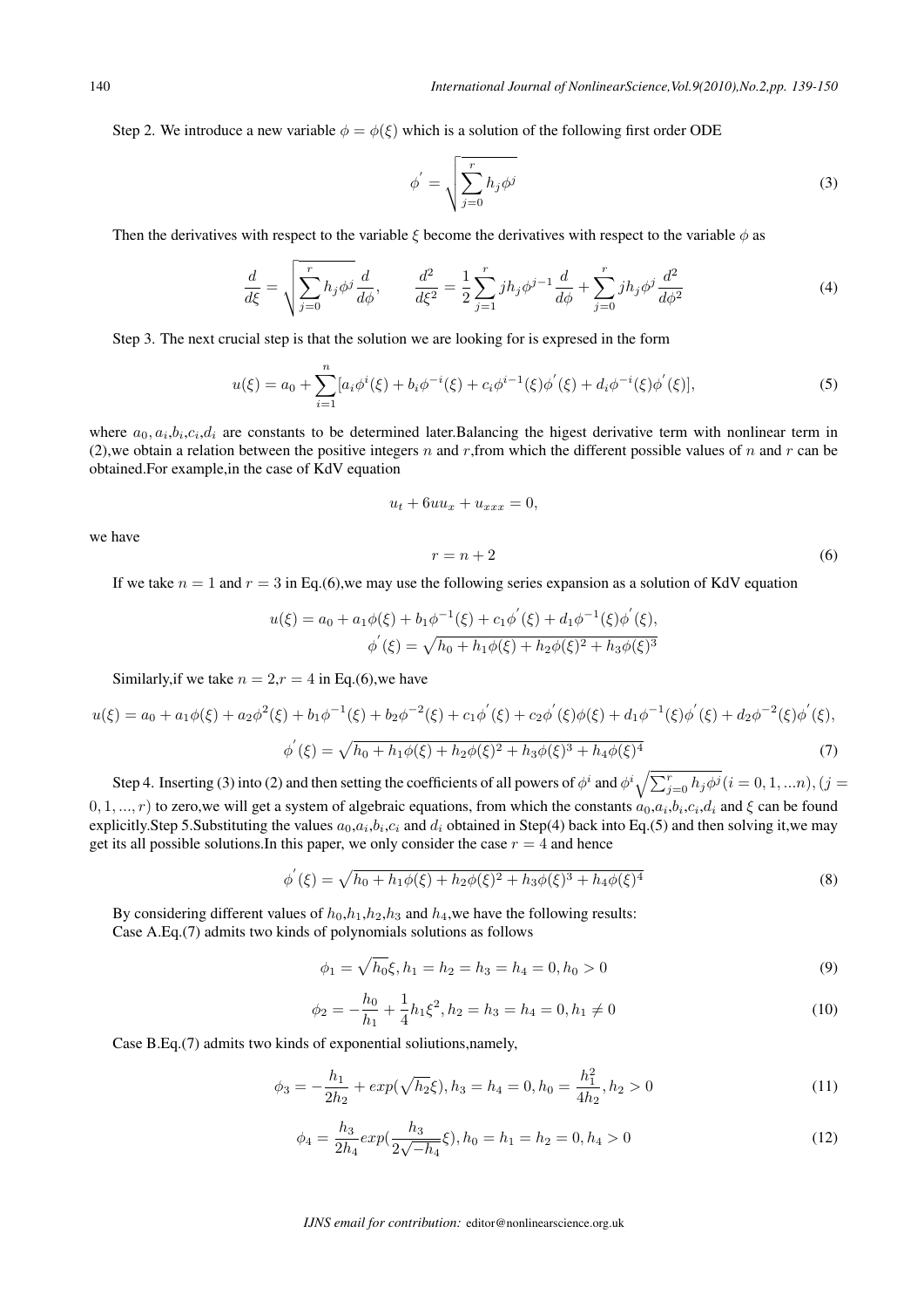Step 2. We introduce a new variable $\phi = \phi(\xi)$ which is a solution of the following first order ODE

$$\phi^{'} = \sqrt{\sum_{j=0}^{r} h_j \phi^j} \tag{3}$$

Then the derivatives with respect to the variable $\xi$ become the derivatives with respect to the variable $\phi$ as

$$\frac{d}{d\xi} = \sqrt{\sum_{j=0}^{r} h_j \phi^j}\frac{d}{d\phi}, \qquad \frac{d^2}{d\xi^2} = \frac{1}{2}\sum_{j=1}^{r} j h_j \phi^{j-1}\frac{d}{d\phi} + \sum_{j=0}^{r} j h_j \phi^j \frac{d^2}{d\phi^2} \tag{4}$$

Step 3. The next crucial step is that the solution we are looking for is expresed in the form

$$u(\xi) = a_0 + \sum_{i=1}^{n}[a_i\phi^i(\xi) + b_i\phi^{-i}(\xi) + c_i\phi^{i-1}(\xi)\phi^{'}(\xi) + d_i\phi^{-i}(\xi)\phi^{'}(\xi)], \tag{5}$$

where $a_0, a_i, b_i, c_i, d_i$ are constants to be determined later.Balancing the higest derivative term with nonlinear term in (2),we obtain a relation between the positive integers $n$ and $r$,from which the different possible values of $n$ and $r$ can be obtained.For example,in the case of KdV equation

$$u_t + 6uu_x + u_{xxx} = 0,$$

we have

$$r = n + 2 \tag{6}$$

If we take $n = 1$ and $r = 3$ in Eq.(6),we may use the following series expansion as a solution of KdV equation

$$u(\xi) = a_0 + a_1\phi(\xi) + b_1\phi^{-1}(\xi) + c_1\phi^{'}(\xi) + d_1\phi^{-1}(\xi)\phi^{'}(\xi),$$
$$\phi^{'}(\xi) = \sqrt{h_0 + h_1\phi(\xi) + h_2\phi(\xi)^2 + h_3\phi(\xi)^3}$$

Similarly,if we take $n = 2, r = 4$ in Eq.(6),we have

$$u(\xi) = a_0 + a_1\phi(\xi) + a_2\phi^2(\xi) + b_1\phi^{-1}(\xi) + b_2\phi^{-2}(\xi) + c_1\phi^{'}(\xi) + c_2\phi^{'}(\xi)\phi(\xi) + d_1\phi^{-1}(\xi)\phi^{'}(\xi) + d_2\phi^{-2}(\xi)\phi^{'}(\xi),$$
$$\phi^{'}(\xi) = \sqrt{h_0 + h_1\phi(\xi) + h_2\phi(\xi)^2 + h_3\phi(\xi)^3 + h_4\phi(\xi)^4} \tag{7}$$

Step 4. Inserting (3) into (2) and then setting the coefficients of all powers of $\phi^i$ and $\phi^i\sqrt{\sum_{j=0}^{r} h_j\phi^j}(i = 0, 1, ...n), (j = 0, 1, ..., r)$ to zero,we will get a system of algebraic equations, from which the constants $a_0, a_i, b_i, c_i, d_i$ and $\xi$ can be found explicitly.Step 5.Substituting the values $a_0, a_i, b_i, c_i$ and $d_i$ obtained in Step(4) back into Eq.(5) and then solving it,we may get its all possible solutions.In this paper, we only consider the case $r = 4$ and hence

$$\phi^{'}(\xi) = \sqrt{h_0 + h_1\phi(\xi) + h_2\phi(\xi)^2 + h_3\phi(\xi)^3 + h_4\phi(\xi)^4} \tag{8}$$

By considering different values of $h_0, h_1, h_2, h_3$ and $h_4$,we have the following results:
Case A.Eq.(7) admits two kinds of polynomials solutions as follows

$$\phi_1 = \sqrt{h_0}\xi, h_1 = h_2 = h_3 = h_4 = 0, h_0 > 0 \tag{9}$$

$$\phi_2 = -\frac{h_0}{h_1} + \frac{1}{4}h_1\xi^2, h_2 = h_3 = h_4 = 0, h_1 \neq 0 \tag{10}$$

Case B.Eq.(7) admits two kinds of exponential soliutions,namely,

$$\phi_3 = -\frac{h_1}{2h_2} + exp(\sqrt{h_2}\xi), h_3 = h_4 = 0, h_0 = \frac{h_1^2}{4h_2}, h_2 > 0 \tag{11}$$

$$\phi_4 = \frac{h_3}{2h_4}exp(\frac{h_3}{2\sqrt{-h_4}}\xi), h_0 = h_1 = h_2 = 0, h_4 > 0 \tag{12}$$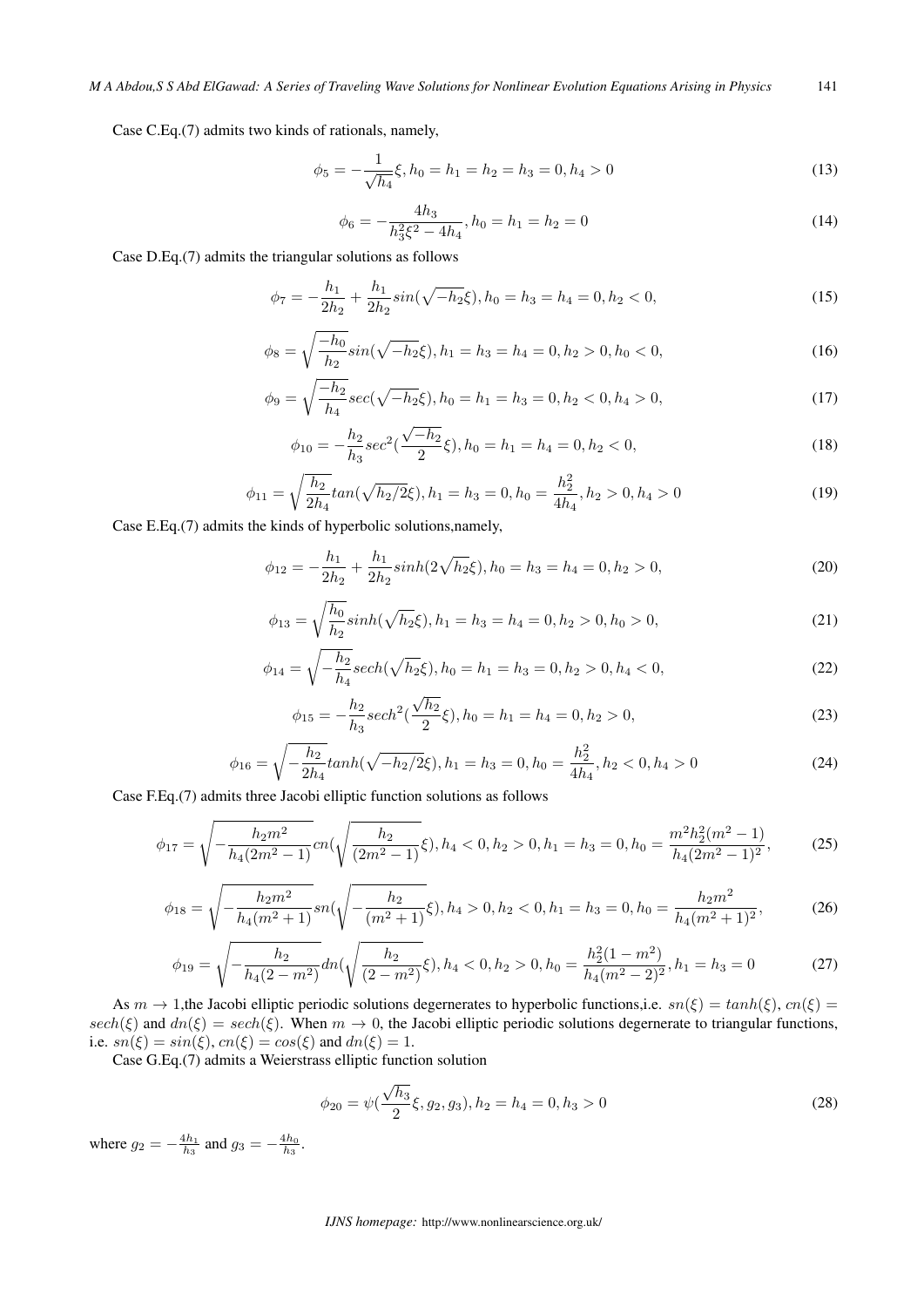Case C.Eq.(7) admits two kinds of rationals, namely,

$$\phi_5 = -\frac{1}{\sqrt{h_4}}\xi, h_0 = h_1 = h_2 = h_3 = 0, h_4 > 0 \tag{13}$$

$$\phi_6 = -\frac{4h_3}{h_3^2\xi^2 - 4h_4}, h_0 = h_1 = h_2 = 0 \tag{14}$$

Case D.Eq.(7) admits the triangular solutions as follows

$$\phi_7 = -\frac{h_1}{2h_2} + \frac{h_1}{2h_2}sin(\sqrt{-h_2}\xi), h_0 = h_3 = h_4 = 0, h_2 < 0, \tag{15}$$

$$\phi_8 = \sqrt{\frac{-h_0}{h_2}}sin(\sqrt{-h_2}\xi), h_1 = h_3 = h_4 = 0, h_2 > 0, h_0 < 0, \tag{16}$$

$$\phi_9 = \sqrt{\frac{-h_2}{h_4}}sec(\sqrt{-h_2}\xi), h_0 = h_1 = h_3 = 0, h_2 < 0, h_4 > 0, \tag{17}$$

$$\phi_{10} = -\frac{h_2}{h_3}sec^2(\frac{\sqrt{-h_2}}{2}\xi), h_0 = h_1 = h_4 = 0, h_2 < 0, \tag{18}$$

$$\phi_{11} = \sqrt{\frac{h_2}{2h_4}}tan(\sqrt{h_2/2}\xi), h_1 = h_3 = 0, h_0 = \frac{h_2^2}{4h_4}, h_2 > 0, h_4 > 0 \tag{19}$$

Case E.Eq.(7) admits the kinds of hyperbolic solutions,namely,

$$\phi_{12} = -\frac{h_1}{2h_2} + \frac{h_1}{2h_2}sinh(2\sqrt{h_2}\xi), h_0 = h_3 = h_4 = 0, h_2 > 0, \tag{20}$$

$$\phi_{13} = \sqrt{\frac{h_0}{h_2}}sinh(\sqrt{h_2}\xi), h_1 = h_3 = h_4 = 0, h_2 > 0, h_0 > 0, \tag{21}$$

$$\phi_{14} = \sqrt{-\frac{h_2}{h_4}}sech(\sqrt{h_2}\xi), h_0 = h_1 = h_3 = 0, h_2 > 0, h_4 < 0, \tag{22}$$

$$\phi_{15} = -\frac{h_2}{h_3}sech^2(\frac{\sqrt{h_2}}{2}\xi), h_0 = h_1 = h_4 = 0, h_2 > 0, \tag{23}$$

$$\phi_{16} = \sqrt{-\frac{h_2}{2h_4}}tanh(\sqrt{-h_2/2}\xi), h_1 = h_3 = 0, h_0 = \frac{h_2^2}{4h_4}, h_2 < 0, h_4 > 0 \tag{24}$$

Case F.Eq.(7) admits three Jacobi elliptic function solutions as follows

$$\phi_{17} = \sqrt{-\frac{h_2m^2}{h_4(2m^2-1)}}cn(\sqrt{\frac{h_2}{(2m^2-1)}}\xi), h_4 < 0, h_2 > 0, h_1 = h_3 = 0, h_0 = \frac{m^2h_2^2(m^2-1)}{h_4(2m^2-1)^2}, \tag{25}$$

$$\phi_{18} = \sqrt{-\frac{h_2m^2}{h_4(m^2+1)}}sn(\sqrt{-\frac{h_2}{(m^2+1)}}\xi), h_4 > 0, h_2 < 0, h_1 = h_3 = 0, h_0 = \frac{h_2m^2}{h_4(m^2+1)^2}, \tag{26}$$

$$\phi_{19} = \sqrt{-\frac{h_2}{h_4(2-m^2)}}dn(\sqrt{\frac{h_2}{(2-m^2)}}\xi), h_4 < 0, h_2 > 0, h_0 = \frac{h_2^2(1-m^2)}{h_4(m^2-2)^2}, h_1 = h_3 = 0 \tag{27}$$

As $m \to 1$,the Jacobi elliptic periodic solutions degernerates to hyperbolic functions,i.e. $sn(\xi) = tanh(\xi)$, $cn(\xi) = sech(\xi)$ and $dn(\xi) = sech(\xi)$. When $m \to 0$, the Jacobi elliptic periodic solutions degernerate to triangular functions, i.e. $sn(\xi) = sin(\xi)$, $cn(\xi) = cos(\xi)$ and $dn(\xi) = 1$.

Case G.Eq.(7) admits a Weierstrass elliptic function solution

$$\phi_{20} = \psi(\frac{\sqrt{h_3}}{2}\xi, g_2, g_3), h_2 = h_4 = 0, h_3 > 0 \tag{28}$$

where $g_2 = -\frac{4h_1}{h_3}$ and $g_3 = -\frac{4h_0}{h_3}$.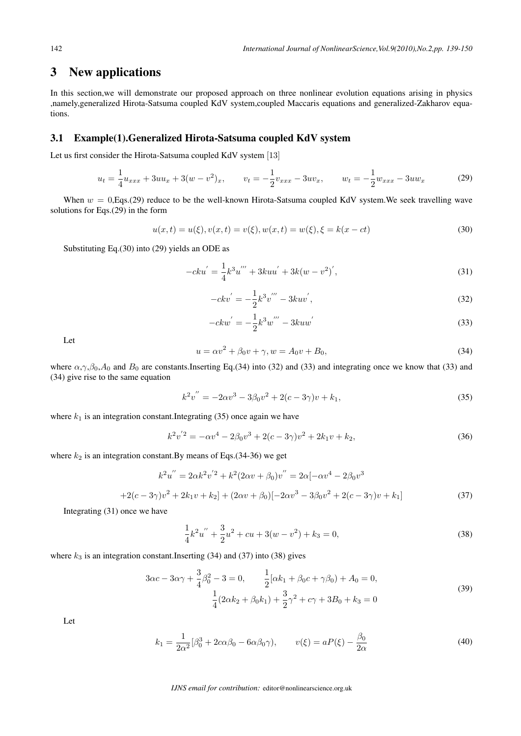# 3 New applications

In this section,we will demonstrate our proposed approach on three nonlinear evolution equations arising in physics ,namely,generalized Hirota-Satsuma coupled KdV system,coupled Maccaris equations and generalized-Zakharov equations.

## 3.1 Example(1).Generalized Hirota-Satsuma coupled KdV system

Let us first consider the Hirota-Satsuma coupled KdV system [13]

$$u_t = \frac{1}{4}u_{xxx} + 3uu_x + 3(w - v^2)_x, \qquad v_t = -\frac{1}{2}v_{xxx} - 3uv_x, \qquad w_t = -\frac{1}{2}w_{xxx} - 3uw_x \tag{29}$$

When $w = 0$,Eqs.(29) reduce to be the well-known Hirota-Satsuma coupled KdV system.We seek travelling wave solutions for Eqs.(29) in the form

$$u(x,t) = u(\xi), v(x,t) = v(\xi), w(x,t) = w(\xi), \xi = k(x - ct) \tag{30}$$

Substituting Eq.(30) into (29) yields an ODE as

$$-cku' = \frac{1}{4}k^3u''' + 3kuu' + 3k(w - v^2)', \tag{31}$$

$$-ckv' = -\frac{1}{2}k^3v''' - 3kuv', \tag{32}$$

$$-ckw' = -\frac{1}{2}k^3w''' - 3kuw' \tag{33}$$

Let

$$u = \alpha v^2 + \beta_0 v + \gamma, w = A_0 v + B_0, \tag{34}$$

where $\alpha$,$\gamma$,$\beta_0$,$A_0$ and $B_0$ are constants.Inserting Eq.(34) into (32) and (33) and integrating once we know that (33) and (34) give rise to the same equation

$$k^2v'' = -2\alpha v^3 - 3\beta_0 v^2 + 2(c - 3\gamma)v + k_1, \tag{35}$$

where $k_1$ is an integration constant.Integrating (35) once again we have

$$k^2v'^2 = -\alpha v^4 - 2\beta_0 v^3 + 2(c - 3\gamma)v^2 + 2k_1 v + k_2, \tag{36}$$

where $k_2$ is an integration constant.By means of Eqs.(34-36) we get

$$k^2u'' = 2\alpha k^2v'^2 + k^2(2\alpha v + \beta_0)v'' = 2\alpha[-\alpha v^4 - 2\beta_0 v^3$$

$$+2(c - 3\gamma)v^2 + 2k_1 v + k_2] + (2\alpha v + \beta_0)[-2\alpha v^3 - 3\beta_0 v^2 + 2(c - 3\gamma)v + k_1] \tag{37}$$

Integrating (31) once we have

$$\frac{1}{4}k^2u'' + \frac{3}{2}u^2 + cu + 3(w - v^2) + k_3 = 0, \tag{38}$$

where $k_3$ is an integration constant.Inserting (34) and (37) into (38) gives

$$3\alpha c - 3\alpha\gamma + \frac{3}{4}\beta_0^2 - 3 = 0, \qquad \frac{1}{2}[\alpha k_1 + \beta_0 c + \gamma\beta_0) + A_0 = 0,$$
$$\frac{1}{4}(2\alpha k_2 + \beta_0 k_1) + \frac{3}{2}\gamma^2 + c\gamma + 3B_0 + k_3 = 0 \tag{39}$$

Let

$$k_1 = \frac{1}{2\alpha^2}[\beta_0^3 + 2c\alpha\beta_0 - 6\alpha\beta_0\gamma), \qquad v(\xi) = aP(\xi) - \frac{\beta_0}{2\alpha} \tag{40}$$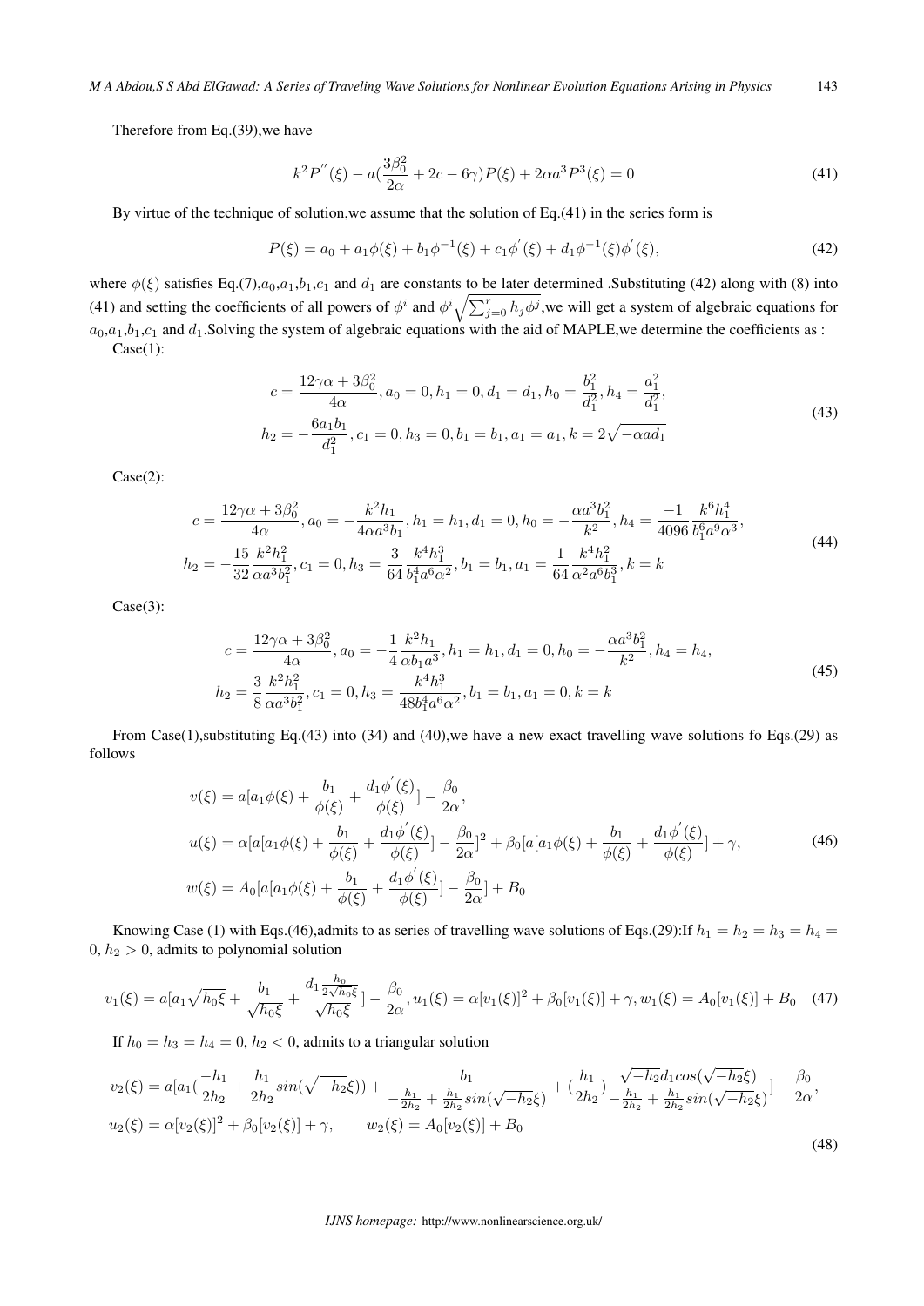Therefore from Eq.(39),we have

$$k^2P^{''}(\xi)-a(\frac{3\beta_0^2}{2\alpha}+2c-6\gamma)P(\xi)+2\alpha a^3P^3(\xi)=0 \tag{41}$$

By virtue of the technique of solution,we assume that the solution of Eq.(41) in the series form is

$$P(\xi)=a_0+a_1\phi(\xi)+b_1\phi^{-1}(\xi)+c_1\phi^{'}(\xi)+d_1\phi^{-1}(\xi)\phi^{'}(\xi), \tag{42}$$

where $\phi(\xi)$ satisfies Eq.(7),$a_0$,$a_1$,$b_1$,$c_1$ and $d_1$ are constants to be later determined .Substituting (42) along with (8) into (41) and setting the coefficients of all powers of $\phi^i$ and $\phi^i\sqrt{\sum_{j=0}^{r}h_j\phi^j}$,we will get a system of algebraic equations for $a_0$,$a_1$,$b_1$,$c_1$ and $d_1$.Solving the system of algebraic equations with the aid of MAPLE,we determine the coefficients as :

Case(1):

$$\begin{gathered}c=\frac{12\gamma\alpha+3\beta_0^2}{4\alpha},a_0=0,h_1=0,d_1=d_1,h_0=\frac{b_1^2}{d_1^2},h_4=\frac{a_1^2}{d_1^2},\\ h_2=-\frac{6a_1b_1}{d_1^2},c_1=0,h_3=0,b_1=b_1,a_1=a_1,k=2\sqrt{-\alpha a d_1}\end{gathered} \tag{43}$$

Case(2):

$$\begin{gathered}c=\frac{12\gamma\alpha+3\beta_0^2}{4\alpha},a_0=-\frac{k^2h_1}{4\alpha a^3b_1},h_1=h_1,d_1=0,h_0=-\frac{\alpha a^3b_1^2}{k^2},h_4=\frac{-1}{4096}\frac{k^6h_1^4}{b_1^6a^9\alpha^3},\\ h_2=-\frac{15}{32}\frac{k^2h_1^2}{\alpha a^3b_1^2},c_1=0,h_3=\frac{3}{64}\frac{k^4h_1^3}{b_1^4a^6\alpha^2},b_1=b_1,a_1=\frac{1}{64}\frac{k^4h_1^2}{\alpha^2a^6b_1^3},k=k\end{gathered} \tag{44}$$

Case(3):

$$\begin{gathered}c=\frac{12\gamma\alpha+3\beta_0^2}{4\alpha},a_0=-\frac{1}{4}\frac{k^2h_1}{\alpha b_1a^3},h_1=h_1,d_1=0,h_0=-\frac{\alpha a^3b_1^2}{k^2},h_4=h_4,\\ h_2=\frac{3}{8}\frac{k^2h_1^2}{\alpha a^3b_1^2},c_1=0,h_3=\frac{k^4h_1^3}{48b_1^4a^6\alpha^2},b_1=b_1,a_1=0,k=k\end{gathered} \tag{45}$$

From Case(1),substituting Eq.(43) into (34) and (40),we have a new exact travelling wave solutions fo Eqs.(29) as follows

$$\begin{aligned}v(\xi)&=a[a_1\phi(\xi)+\frac{b_1}{\phi(\xi)}+\frac{d_1\phi^{'}(\xi)}{\phi(\xi)}]-\frac{\beta_0}{2\alpha},\\ u(\xi)&=\alpha[a[a_1\phi(\xi)+\frac{b_1}{\phi(\xi)}+\frac{d_1\phi^{'}(\xi)}{\phi(\xi)}]-\frac{\beta_0}{2\alpha}]^2+\beta_0[a[a_1\phi(\xi)+\frac{b_1}{\phi(\xi)}+\frac{d_1\phi^{'}(\xi)}{\phi(\xi)}]+\gamma,\\ w(\xi)&=A_0[a[a_1\phi(\xi)+\frac{b_1}{\phi(\xi)}+\frac{d_1\phi^{'}(\xi)}{\phi(\xi)}]-\frac{\beta_0}{2\alpha}]+B_0\end{aligned} \tag{46}$$

Knowing Case (1) with Eqs.(46),admits to as series of travelling wave solutions of Eqs.(29):If $h_1=h_2=h_3=h_4=0$, $h_2>0$, admits to polynomial solution

$$v_1(\xi)=a[a_1\sqrt{h_0\xi}+\frac{b_1}{\sqrt{h_0\xi}}+\frac{d_1\frac{h_0}{2\sqrt{h_0\xi}}}{\sqrt{h_0\xi}}]-\frac{\beta_0}{2\alpha},u_1(\xi)=\alpha[v_1(\xi)]^2+\beta_0[v_1(\xi)]+\gamma,w_1(\xi)=A_0[v_1(\xi)]+B_0 \tag{47}$$

If $h_0=h_3=h_4=0$, $h_2<0$, admits to a triangular solution

$$\begin{aligned}v_2(\xi)&=a[a_1(\frac{-h_1}{2h_2}+\frac{h_1}{2h_2}sin(\sqrt{-h_2}\xi))+\frac{b_1}{-\frac{h_1}{2h_2}+\frac{h_1}{2h_2}sin(\sqrt{-h_2}\xi)}+(\frac{h_1}{2h_2})\frac{\sqrt{-h_2}d_1cos(\sqrt{-h_2}\xi)}{-\frac{h_1}{2h_2}+\frac{h_1}{2h_2}sin(\sqrt{-h_2}\xi)}]-\frac{\beta_0}{2\alpha},\\ u_2(\xi)&=\alpha[v_2(\xi)]^2+\beta_0[v_2(\xi)]+\gamma,\qquad w_2(\xi)=A_0[v_2(\xi)]+B_0\end{aligned} \tag{48}$$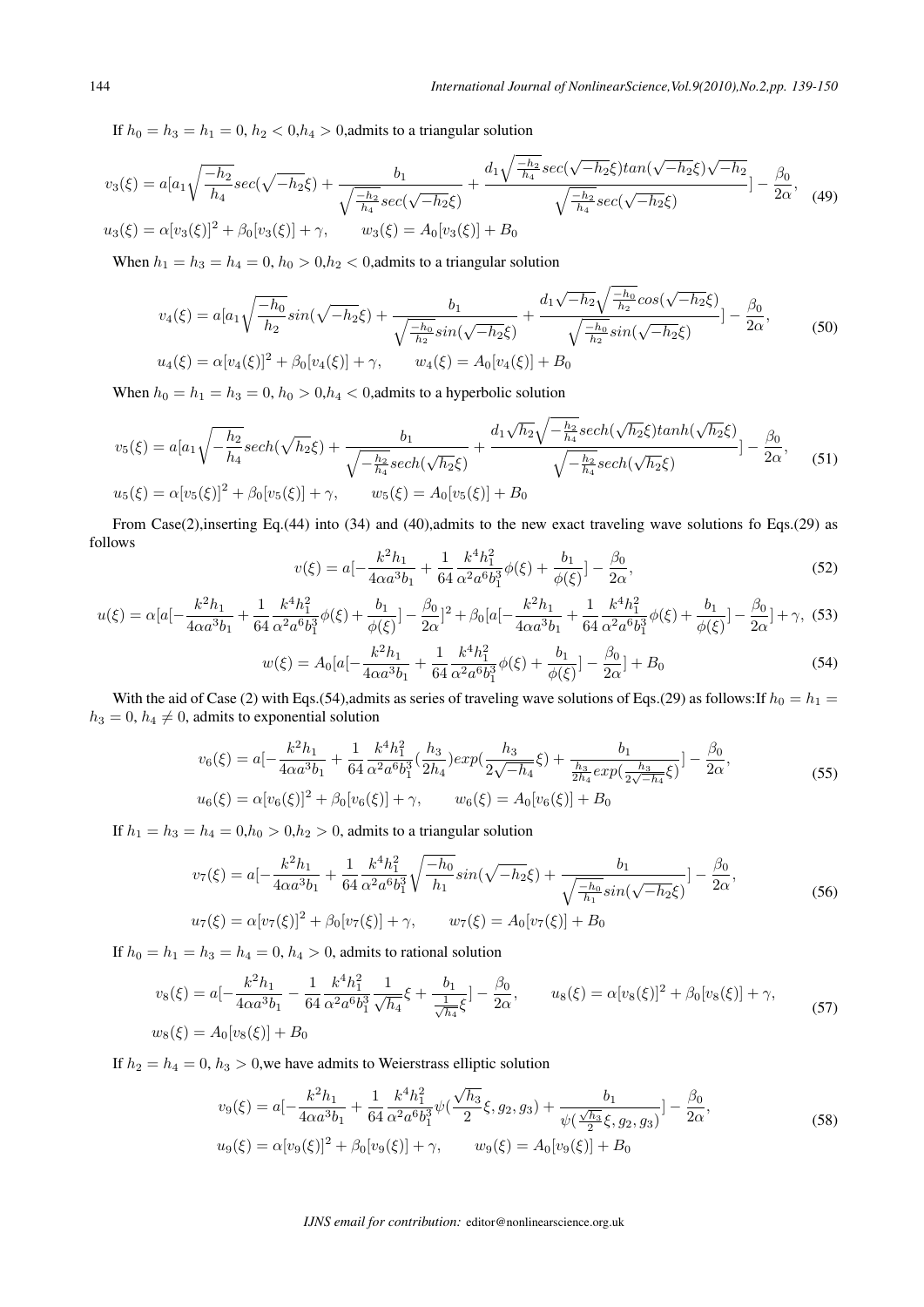If $h_0 = h_3 = h_1 = 0$, $h_2 < 0$,$h_4 > 0$,admits to a triangular solution

$$v_3(\xi) = a[a_1\sqrt{\frac{-h_2}{h_4}}sec(\sqrt{-h_2}\xi) + \frac{b_1}{\sqrt{\frac{-h_2}{h_4}}sec(\sqrt{-h_2}\xi)} + \frac{d_1\sqrt{\frac{-h_2}{h_4}}sec(\sqrt{-h_2}\xi)tan(\sqrt{-h_2}\xi)\sqrt{-h_2}}{\sqrt{\frac{-h_2}{h_4}}sec(\sqrt{-h_2}\xi)}] - \frac{\beta_0}{2\alpha}, \tag{49}$$

$$u_3(\xi) = \alpha[v_3(\xi)]^2 + \beta_0[v_3(\xi)] + \gamma, \qquad w_3(\xi) = A_0[v_3(\xi)] + B_0$$

When $h_1 = h_3 = h_4 = 0$, $h_0 > 0$,$h_2 < 0$,admits to a triangular solution

$$v_4(\xi) = a[a_1\sqrt{\frac{-h_0}{h_2}}sin(\sqrt{-h_2}\xi) + \frac{b_1}{\sqrt{\frac{-h_0}{h_2}}sin(\sqrt{-h_2}\xi)} + \frac{d_1\sqrt{-h_2}\sqrt{\frac{-h_0}{h_2}}cos(\sqrt{-h_2}\xi)}{\sqrt{\frac{-h_0}{h_2}}sin(\sqrt{-h_2}\xi)}] - \frac{\beta_0}{2\alpha}, \tag{50}$$

$$u_4(\xi) = \alpha[v_4(\xi)]^2 + \beta_0[v_4(\xi)] + \gamma, \qquad w_4(\xi) = A_0[v_4(\xi)] + B_0$$

When $h_0 = h_1 = h_3 = 0$, $h_0 > 0$,$h_4 < 0$,admits to a hyperbolic solution

$$v_5(\xi) = a[a_1\sqrt{-\frac{h_2}{h_4}}sech(\sqrt{h_2}\xi) + \frac{b_1}{\sqrt{-\frac{h_2}{h_4}}sech(\sqrt{h_2}\xi)} + \frac{d_1\sqrt{h_2}\sqrt{-\frac{h_2}{h_4}}sech(\sqrt{h_2}\xi)tanh(\sqrt{h_2}\xi)}{\sqrt{-\frac{h_2}{h_4}}sech(\sqrt{h_2}\xi)}] - \frac{\beta_0}{2\alpha}, \tag{51}$$

$$u_5(\xi) = \alpha[v_5(\xi)]^2 + \beta_0[v_5(\xi)] + \gamma, \qquad w_5(\xi) = A_0[v_5(\xi)] + B_0$$

From Case(2),inserting Eq.(44) into (34) and (40),admits to the new exact traveling wave solutions fo Eqs.(29) as follows

$$v(\xi) = a[-\frac{k^2h_1}{4\alpha a^3b_1} + \frac{1}{64}\frac{k^4h_1^2}{\alpha^2a^6b_1^3}\phi(\xi) + \frac{b_1}{\phi(\xi)}] - \frac{\beta_0}{2\alpha}, \tag{52}$$

$$u(\xi) = \alpha[a[-\frac{k^2h_1}{4\alpha a^3b_1} + \frac{1}{64}\frac{k^4h_1^2}{\alpha^2a^6b_1^3}\phi(\xi) + \frac{b_1}{\phi(\xi)}] - \frac{\beta_0}{2\alpha}]^2 + \beta_0[a[-\frac{k^2h_1}{4\alpha a^3b_1} + \frac{1}{64}\frac{k^4h_1^2}{\alpha^2a^6b_1^3}\phi(\xi) + \frac{b_1}{\phi(\xi)}] - \frac{\beta_0}{2\alpha}] + \gamma, \tag{53}$$

$$w(\xi) = A_0[a[-\frac{k^2h_1}{4\alpha a^3b_1} + \frac{1}{64}\frac{k^4h_1^2}{\alpha^2a^6b_1^3}\phi(\xi) + \frac{b_1}{\phi(\xi)}] - \frac{\beta_0}{2\alpha}] + B_0 \tag{54}$$

With the aid of Case (2) with Eqs.(54),admits as series of traveling wave solutions of Eqs.(29) as follows:If $h_0 = h_1 = h_3 = 0$, $h_4 \neq 0$, admits to exponential solution

$$v_6(\xi) = a[-\frac{k^2h_1}{4\alpha a^3b_1} + \frac{1}{64}\frac{k^4h_1^2}{\alpha^2a^6b_1^3}(\frac{h_3}{2h_4})exp(\frac{h_3}{2\sqrt{-h_4}}\xi) + \frac{b_1}{\frac{h_3}{2h_4}exp(\frac{h_3}{2\sqrt{-h_4}}\xi)}] - \frac{\beta_0}{2\alpha}, \tag{55}$$

$$u_6(\xi) = \alpha[v_6(\xi)]^2 + \beta_0[v_6(\xi)] + \gamma, \qquad w_6(\xi) = A_0[v_6(\xi)] + B_0$$

If $h_1 = h_3 = h_4 = 0$,$h_0 > 0$,$h_2 > 0$, admits to a triangular solution

$$v_7(\xi) = a[-\frac{k^2h_1}{4\alpha a^3b_1} + \frac{1}{64}\frac{k^4h_1^2}{\alpha^2a^6b_1^3}\sqrt{\frac{-h_0}{h_1}}sin(\sqrt{-h_2}\xi) + \frac{b_1}{\sqrt{\frac{-h_0}{h_1}}sin(\sqrt{-h_2}\xi)}] - \frac{\beta_0}{2\alpha}, \tag{56}$$

$$u_7(\xi) = \alpha[v_7(\xi)]^2 + \beta_0[v_7(\xi)] + \gamma, \qquad w_7(\xi) = A_0[v_7(\xi)] + B_0$$

If $h_0 = h_1 = h_3 = h_4 = 0$, $h_4 > 0$, admits to rational solution

$$v_8(\xi) = a[-\frac{k^2h_1}{4\alpha a^3b_1} - \frac{1}{64}\frac{k^4h_1^2}{\alpha^2a^6b_1^3}\frac{1}{\sqrt{h_4}}\xi + \frac{b_1}{\frac{1}{\sqrt{h_4}}\xi}] - \frac{\beta_0}{2\alpha}, \qquad u_8(\xi) = \alpha[v_8(\xi)]^2 + \beta_0[v_8(\xi)] + \gamma, \tag{57}$$

$$w_8(\xi) = A_0[v_8(\xi)] + B_0$$

If $h_2 = h_4 = 0$, $h_3 > 0$,we have admits to Weierstrass elliptic solution

$$v_9(\xi) = a[-\frac{k^2h_1}{4\alpha a^3b_1} + \frac{1}{64}\frac{k^4h_1^2}{\alpha^2a^6b_1^3}\psi(\frac{\sqrt{h_3}}{2}\xi, g_2, g_3) + \frac{b_1}{\psi(\frac{\sqrt{h_3}}{2}\xi, g_2, g_3)}] - \frac{\beta_0}{2\alpha}, \tag{58}$$

$$u_9(\xi) = \alpha[v_9(\xi)]^2 + \beta_0[v_9(\xi)] + \gamma, \qquad w_9(\xi) = A_0[v_9(\xi)] + B_0$$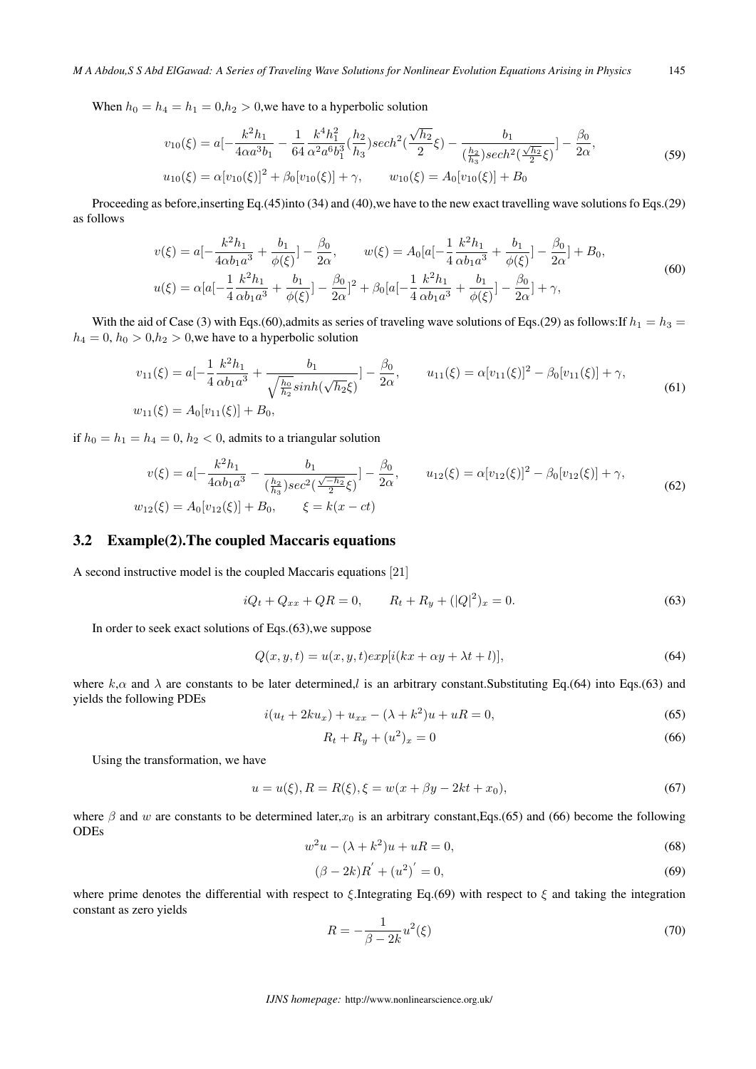When $h_0 = h_4 = h_1 = 0, h_2 > 0$,we have to a hyperbolic solution

$$v_{10}(\xi) = a[-\frac{k^2 h_1}{4\alpha a^3 b_1} - \frac{1}{64}\frac{k^4 h_1^2}{\alpha^2 a^6 b_1^3}(\frac{h_2}{h_3})sech^2(\frac{\sqrt{h_2}}{2}\xi) - \frac{b_1}{(\frac{h_2}{h_3})sech^2(\frac{\sqrt{h_2}}{2}\xi)}] - \frac{\beta_0}{2\alpha},$$
$$u_{10}(\xi) = \alpha[v_{10}(\xi)]^2 + \beta_0[v_{10}(\xi)] + \gamma, \qquad w_{10}(\xi) = A_0[v_{10}(\xi)] + B_0 \tag{59}$$

Proceeding as before,inserting Eq.(45)into (34) and (40),we have to the new exact travelling wave solutions fo Eqs.(29) as follows

$$v(\xi) = a[-\frac{k^2 h_1}{4\alpha b_1 a^3} + \frac{b_1}{\phi(\xi)}] - \frac{\beta_0}{2\alpha}, \qquad w(\xi) = A_0[a[-\frac{1}{4}\frac{k^2 h_1}{\alpha b_1 a^3} + \frac{b_1}{\phi(\xi)}] - \frac{\beta_0}{2\alpha}] + B_0,$$
$$u(\xi) = \alpha[a[-\frac{1}{4}\frac{k^2 h_1}{\alpha b_1 a^3} + \frac{b_1}{\phi(\xi)}] - \frac{\beta_0}{2\alpha}]^2 + \beta_0[a[-\frac{1}{4}\frac{k^2 h_1}{\alpha b_1 a^3} + \frac{b_1}{\phi(\xi)}] - \frac{\beta_0}{2\alpha}] + \gamma, \tag{60}$$

With the aid of Case (3) with Eqs.(60),admits as series of traveling wave solutions of Eqs.(29) as follows:If $h_1 = h_3 = h_4 = 0$, $h_0 > 0, h_2 > 0$,we have to a hyperbolic solution

$$v_{11}(\xi) = a[-\frac{1}{4}\frac{k^2 h_1}{\alpha b_1 a^3} + \frac{b_1}{\sqrt{\frac{h_0}{h_2}}sinh(\sqrt{h_2}\xi)}] - \frac{\beta_0}{2\alpha}, \qquad u_{11}(\xi) = \alpha[v_{11}(\xi)]^2 - \beta_0[v_{11}(\xi)] + \gamma,$$
$$w_{11}(\xi) = A_0[v_{11}(\xi)] + B_0, \tag{61}$$

if $h_0 = h_1 = h_4 = 0$, $h_2 < 0$, admits to a triangular solution

$$v(\xi) = a[-\frac{k^2 h_1}{4\alpha b_1 a^3} - \frac{b_1}{(\frac{h_2}{h_3})sec^2(\frac{\sqrt{-h_2}}{2}\xi)}] - \frac{\beta_0}{2\alpha}, \qquad u_{12}(\xi) = \alpha[v_{12}(\xi)]^2 - \beta_0[v_{12}(\xi)] + \gamma,$$
$$w_{12}(\xi) = A_0[v_{12}(\xi)] + B_0, \qquad \xi = k(x - ct) \tag{62}$$

## 3.2 Example(2).The coupled Maccaris equations

A second instructive model is the coupled Maccaris equations [21]

$$iQ_t + Q_{xx} + QR = 0, \qquad R_t + R_y + (|Q|^2)_x = 0. \tag{63}$$

In order to seek exact solutions of Eqs.(63),we suppose

$$Q(x, y, t) = u(x, y, t)exp[i(kx + \alpha y + \lambda t + l)], \tag{64}$$

where $k$,$\alpha$ and $\lambda$ are constants to be later determined,$l$ is an arbitrary constant.Substituting Eq.(64) into Eqs.(63) and yields the following PDEs

$$i(u_t + 2ku_x) + u_{xx} - (\lambda + k^2)u + uR = 0, \tag{65}$$

$$R_t + R_y + (u^2)_x = 0 \tag{66}$$

Using the transformation, we have

$$u = u(\xi), R = R(\xi), \xi = w(x + \beta y - 2kt + x_0), \tag{67}$$

where $\beta$ and $w$ are constants to be determined later,$x_0$ is an arbitrary constant,Eqs.(65) and (66) become the following ODEs

$$w^2 u - (\lambda + k^2)u + uR = 0, \tag{68}$$

$$(\beta - 2k)R' + (u^2)' = 0, \tag{69}$$

where prime denotes the differential with respect to $\xi$.Integrating Eq.(69) with respect to $\xi$ and taking the integration constant as zero yields

$$R = -\frac{1}{\beta - 2k}u^2(\xi) \tag{70}$$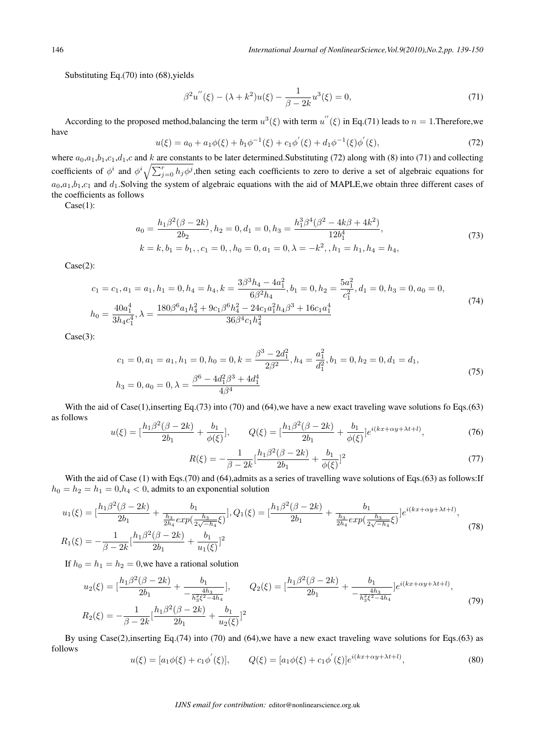Substituting Eq.(70) into (68),yields

$$\beta^2 u^{''}(\xi) - (\lambda + k^2)u(\xi) - \frac{1}{\beta - 2k}u^3(\xi) = 0, \tag{71}$$

According to the proposed method,balancing the term $u^3(\xi)$ with term $u^{''}(\xi)$ in Eq.(71) leads to $n = 1$.Therefore,we have

$$u(\xi) = a_0 + a_1\phi(\xi) + b_1\phi^{-1}(\xi) + c_1\phi^{'}(\xi) + d_1\phi^{-1}(\xi)\phi^{'}(\xi), \tag{72}$$

where $a_0$,$a_1$,$b_1$,$c_1$,$d_1$,$c$ and $k$ are constants to be later determined.Substituting (72) along with (8) into (71) and collecting coefficients of $\phi^i$ and $\phi^i\sqrt{\sum_{j=0}^{r} h_j\phi^j}$,then seting each coefficients to zero to derive a set of algebraic equations for $a_0$,$a_1$,$b_1$,$c_1$ and $d_1$.Solving the system of algebraic equations with the aid of MAPLE,we obtain three different cases of the coefficients as follows

Case(1):

$$\begin{aligned} &a_0 = \frac{h_1\beta^2(\beta - 2k)}{2b_2}, h_2 = 0, d_1 = 0, h_3 = \frac{h_1^3\beta^4(\beta^2 - 4k\beta + 4k^2)}{12b_1^4}, \\ &k = k, b_1 = b_1, , c_1 = 0, , h_0 = 0, a_1 = 0, \lambda = -k^2, , h_1 = h_1, h_4 = h_4, \end{aligned} \tag{73}$$

Case(2):

$$\begin{aligned} &c_1 = c_1, a_1 = a_1, h_1 = 0, h_4 = h_4, k = \frac{3\beta^3 h_4 - 4a_1^2}{6\beta^2 h_4}, b_1 = 0, h_2 = \frac{5a_1^2}{c_1^2}, d_1 = 0, h_3 = 0, a_0 = 0, \\ &h_0 = \frac{40a_1^4}{3h_4 c_1^4}, \lambda = \frac{180\beta^6 a_1 h_4^2 + 9c_1\beta^6 h_4^2 - 24c_1 a_1^2 h_4\beta^3 + 16c_1 a_1^4}{36\beta^4 c_1 h_4^2} \end{aligned} \tag{74}$$

Case(3):

$$\begin{aligned} &c_1 = 0, a_1 = a_1, h_1 = 0, h_0 = 0, k = \frac{\beta^3 - 2d_1^2}{2\beta^2}, h_4 = \frac{a_1^2}{d_1^2}, b_1 = 0, h_2 = 0, d_1 = d_1, \\ &h_3 = 0, a_0 = 0, \lambda = \frac{\beta^6 - 4d_1^2\beta^3 + 4d_1^4}{4\beta^4} \end{aligned} \tag{75}$$

With the aid of Case(1),inserting Eq.(73) into (70) and (64),we have a new exact traveling wave solutions fo Eqs.(63) as follows

$$u(\xi) = [\frac{h_1\beta^2(\beta - 2k)}{2b_1} + \frac{b_1}{\phi(\xi)}], \qquad Q(\xi) = [\frac{h_1\beta^2(\beta - 2k)}{2b_1} + \frac{b_1}{\phi(\xi)}]e^{i(kx + \alpha y + \lambda t + l)}, \tag{76}$$

$$R(\xi) = -\frac{1}{\beta - 2k}[\frac{h_1\beta^2(\beta - 2k)}{2b_1} + \frac{b_1}{\phi(\xi)}]^2 \tag{77}$$

With the aid of Case (1) with Eqs.(70) and (64),admits as a series of travelling wave solutions of Eqs.(63) as follows:If $h_0 = h_2 = h_1 = 0$,$h_4 < 0$, admits to an exponential solution

$$\begin{aligned} &u_1(\xi) = [\frac{h_1\beta^2(\beta - 2k)}{2b_1} + \frac{b_1}{\frac{h_3}{2h_4}exp(\frac{h_3}{2\sqrt{-h_4}}\xi)}], Q_1(\xi) = [\frac{h_1\beta^2(\beta - 2k)}{2b_1} + \frac{b_1}{\frac{h_3}{2h_4}exp(\frac{h_3}{2\sqrt{-h_4}}\xi)}]e^{i(kx + \alpha y + \lambda t + l)}, \\ &R_1(\xi) = -\frac{1}{\beta - 2k}[\frac{h_1\beta^2(\beta - 2k)}{2b_1} + \frac{b_1}{u_1(\xi)}]^2 \end{aligned} \tag{78}$$

If $h_0 = h_1 = h_2 = 0$,we have a rational solution

$$\begin{aligned} &u_2(\xi) = [\frac{h_1\beta^2(\beta - 2k)}{2b_1} + \frac{b_1}{-\frac{4h_3}{h_3^2\xi^2 - 4h_4}}], \qquad Q_2(\xi) = [\frac{h_1\beta^2(\beta - 2k)}{2b_1} + \frac{b_1}{-\frac{4h_3}{h_3^2\xi^2 - 4h_4}}]e^{i(kx + \alpha y + \lambda t + l)}, \\ &R_2(\xi) = -\frac{1}{\beta - 2k}[\frac{h_1\beta^2(\beta - 2k)}{2b_1} + \frac{b_1}{u_2(\xi)}]^2 \end{aligned} \tag{79}$$

By using Case(2),inserting Eq.(74) into (70) and (64),we have a new exact traveling wave solutions for Eqs.(63) as follows

$$u(\xi) = [a_1\phi(\xi) + c_1\phi^{'}(\xi)], \qquad Q(\xi) = [a_1\phi(\xi) + c_1\phi^{'}(\xi)]e^{i(kx + \alpha y + \lambda t + l)}, \tag{80}$$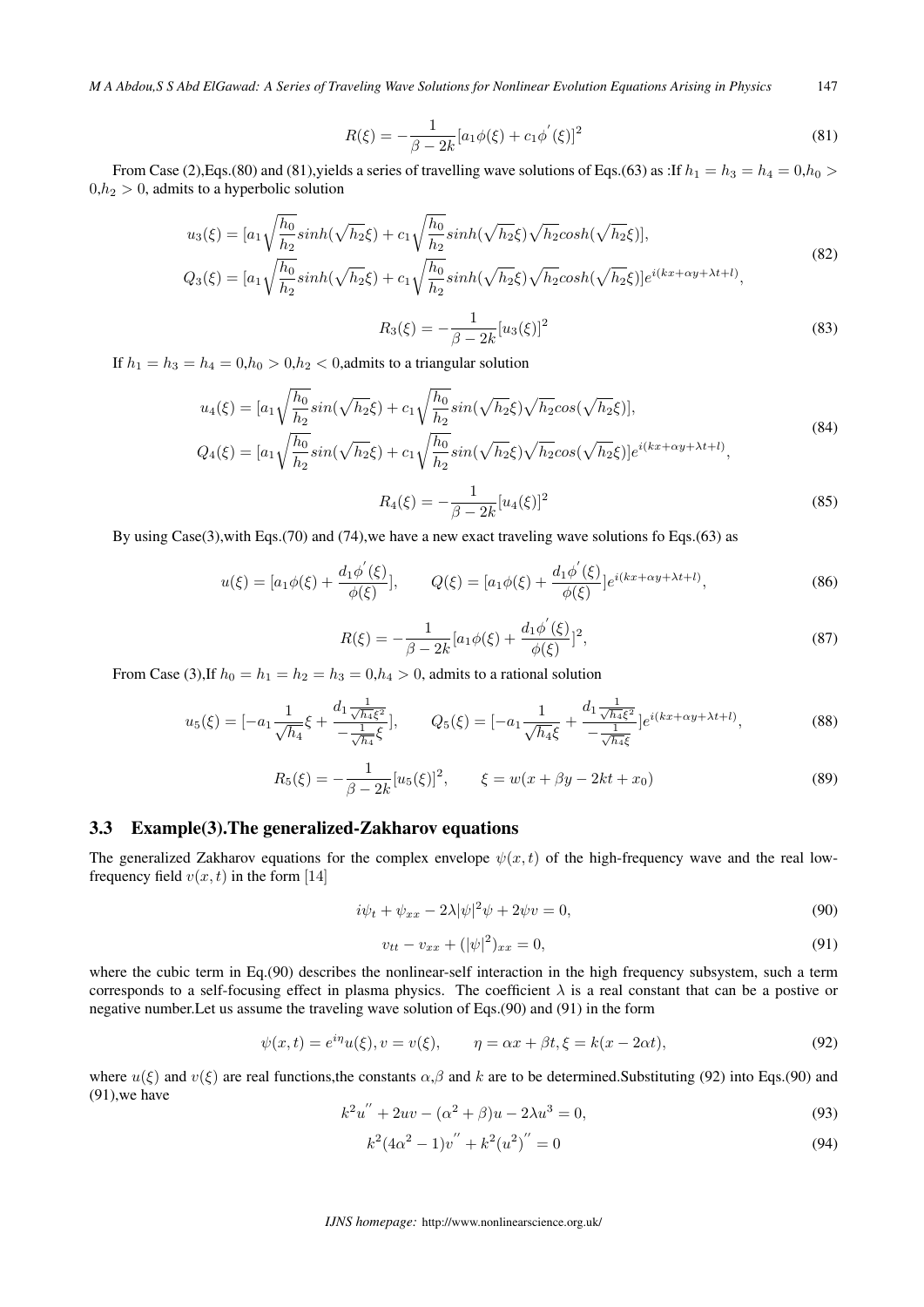$$R(\xi) = -\frac{1}{\beta - 2k}[a_1\phi(\xi) + c_1\phi^{'}(\xi)]^2 \tag{81}$$

From Case (2),Eqs.(80) and (81),yields a series of travelling wave solutions of Eqs.(63) as :If $h_1 = h_3 = h_4 = 0, h_0 > 0, h_2 > 0$, admits to a hyperbolic solution

$$\begin{aligned} u_3(\xi) &= [a_1\sqrt{\frac{h_0}{h_2}}sinh(\sqrt{h_2}\xi) + c_1\sqrt{\frac{h_0}{h_2}}sinh(\sqrt{h_2}\xi)\sqrt{h_2}cosh(\sqrt{h_2}\xi)], \\ Q_3(\xi) &= [a_1\sqrt{\frac{h_0}{h_2}}sinh(\sqrt{h_2}\xi) + c_1\sqrt{\frac{h_0}{h_2}}sinh(\sqrt{h_2}\xi)\sqrt{h_2}cosh(\sqrt{h_2}\xi)]e^{i(kx+\alpha y+\lambda t+l)}, \end{aligned} \tag{82}$$

$$R_3(\xi) = -\frac{1}{\beta - 2k}[u_3(\xi)]^2 \tag{83}$$

If $h_1 = h_3 = h_4 = 0, h_0 > 0, h_2 < 0$,admits to a triangular solution

$$\begin{aligned} u_4(\xi) &= [a_1\sqrt{\frac{h_0}{h_2}}sin(\sqrt{h_2}\xi) + c_1\sqrt{\frac{h_0}{h_2}}sin(\sqrt{h_2}\xi)\sqrt{h_2}cos(\sqrt{h_2}\xi)], \\ Q_4(\xi) &= [a_1\sqrt{\frac{h_0}{h_2}}sin(\sqrt{h_2}\xi) + c_1\sqrt{\frac{h_0}{h_2}}sin(\sqrt{h_2}\xi)\sqrt{h_2}cos(\sqrt{h_2}\xi)]e^{i(kx+\alpha y+\lambda t+l)}, \end{aligned} \tag{84}$$

$$R_4(\xi) = -\frac{1}{\beta - 2k}[u_4(\xi)]^2 \tag{85}$$

By using Case(3),with Eqs.(70) and (74),we have a new exact traveling wave solutions fo Eqs.(63) as

$$u(\xi) = [a_1\phi(\xi) + \frac{d_1\phi^{'}(\xi)}{\phi(\xi)}], \qquad Q(\xi) = [a_1\phi(\xi) + \frac{d_1\phi^{'}(\xi)}{\phi(\xi)}]e^{i(kx+\alpha y+\lambda t+l)}, \tag{86}$$

$$R(\xi) = -\frac{1}{\beta - 2k}[a_1\phi(\xi) + \frac{d_1\phi^{'}(\xi)}{\phi(\xi)}]^2, \tag{87}$$

From Case (3),If $h_0 = h_1 = h_2 = h_3 = 0, h_4 > 0$, admits to a rational solution

$$u_5(\xi) = [-a_1\frac{1}{\sqrt{h_4}}\xi + \frac{d_1\frac{1}{\sqrt{h_4}\xi^2}}{-\frac{1}{\sqrt{h_4}}\xi}], \qquad Q_5(\xi) = [-a_1\frac{1}{\sqrt{h_4}\xi} + \frac{d_1\frac{1}{\sqrt{h_4}\xi^2}}{-\frac{1}{\sqrt{h_4}\xi}}]e^{i(kx+\alpha y+\lambda t+l)}, \tag{88}$$

$$R_5(\xi) = -\frac{1}{\beta - 2k}[u_5(\xi)]^2, \qquad \xi = w(x + \beta y - 2kt + x_0) \tag{89}$$

### 3.3 Example(3).The generalized-Zakharov equations

The generalized Zakharov equations for the complex envelope $\psi(x,t)$ of the high-frequency wave and the real low-frequency field $v(x,t)$ in the form [14]

$$i\psi_t + \psi_{xx} - 2\lambda|\psi|^2\psi + 2\psi v = 0, \tag{90}$$

$$v_{tt} - v_{xx} + (|\psi|^2)_{xx} = 0, \tag{91}$$

where the cubic term in Eq.(90) describes the nonlinear-self interaction in the high frequency subsystem, such a term corresponds to a self-focusing effect in plasma physics. The coefficient $\lambda$ is a real constant that can be a postive or negative number.Let us assume the traveling wave solution of Eqs.(90) and (91) in the form

$$\psi(x,t) = e^{i\eta}u(\xi), v = v(\xi), \qquad \eta = \alpha x + \beta t, \xi = k(x - 2\alpha t), \tag{92}$$

where $u(\xi)$ and $v(\xi)$ are real functions,the constants $\alpha$,$\beta$ and $k$ are to be determined.Substituting (92) into Eqs.(90) and (91),we have

$$k^2u^{''} + 2uv - (\alpha^2 + \beta)u - 2\lambda u^3 = 0, \tag{93}$$

$$k^2(4\alpha^2 - 1)v^{''} + k^2(u^2)^{''} = 0 \tag{94}$$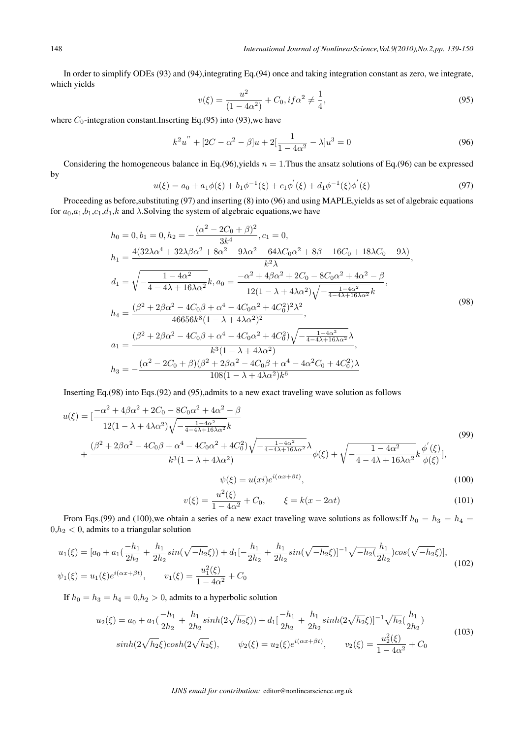In order to simplify ODEs (93) and (94),integrating Eq.(94) once and taking integration constant as zero, we integrate, which yields

$$v(\xi) = \frac{u^2}{(1-4\alpha^2)} + C_0, if \alpha^2 \neq \frac{1}{4}, \tag{95}$$

where $C_0$-integration constant.Inserting Eq.(95) into (93),we have

$$k^2 u^{''} + [2C - \alpha^2 - \beta]u + 2[\frac{1}{1-4\alpha^2} - \lambda]u^3 = 0 \tag{96}$$

Considering the homogeneous balance in Eq.(96),yields $n = 1$.Thus the ansatz solutions of Eq.(96) can be expressed by

$$u(\xi) = a_0 + a_1\phi(\xi) + b_1\phi^{-1}(\xi) + c_1\phi^{'}(\xi) + d_1\phi^{-1}(\xi)\phi^{'}(\xi) \tag{97}$$

Proceeding as before,substituting (97) and inserting (8) into (96) and using MAPLE,yields as set of algebraic equations for $a_0$,$a_1$,$b_1$,$c_1$,$d_1$,$k$ and $\lambda$.Solving the system of algebraic equations,we have

$$\begin{aligned}
&h_0 = 0, b_1 = 0, h_2 = -\frac{(\alpha^2 - 2C_0 + \beta)^2}{3k^4}, c_1 = 0,\\
&h_1 = \frac{4(32\lambda\alpha^4 + 32\lambda\beta\alpha^2 + 8\alpha^2 - 9\lambda\alpha^2 - 64\lambda C_0\alpha^2 + 8\beta - 16C_0 + 18\lambda C_0 - 9\lambda)}{k^2\lambda},\\
&d_1 = \sqrt{-\frac{1-4\alpha^2}{4-4\lambda+16\lambda\alpha^2}}k, a_0 = \frac{-\alpha^2 + 4\beta\alpha^2 + 2C_0 - 8C_0\alpha^2 + 4\alpha^2 - \beta}{12(1-\lambda+4\lambda\alpha^2)\sqrt{-\frac{1-4\alpha^2}{4-4\lambda+16\lambda\alpha^2}}k},\\
&h_4 = \frac{(\beta^2 + 2\beta\alpha^2 - 4C_0\beta + \alpha^4 - 4C_0\alpha^2 + 4C_0^2)^2\lambda^2}{46656k^8(1-\lambda+4\lambda\alpha^2)^2},\\
&a_1 = \frac{(\beta^2 + 2\beta\alpha^2 - 4C_0\beta + \alpha^4 - 4C_0\alpha^2 + 4C_0^2)\sqrt{-\frac{1-4\alpha^2}{4-4\lambda+16\lambda\alpha^2}}\lambda}{k^3(1-\lambda+4\lambda\alpha^2)},\\
&h_3 = -\frac{(\alpha^2 - 2C_0 + \beta)(\beta^2 + 2\beta\alpha^2 - 4C_0\beta + \alpha^4 - 4\alpha^2C_0 + 4C_0^2)\lambda}{108(1-\lambda+4\lambda\alpha^2)k^6}
\end{aligned} \tag{98}$$

Inserting Eq.(98) into Eqs.(92) and (95),admits to a new exact traveling wave solution as follows

$$\begin{aligned}
u(\xi) = [&\frac{-\alpha^2 + 4\beta\alpha^2 + 2C_0 - 8C_0\alpha^2 + 4\alpha^2 - \beta}{12(1-\lambda+4\lambda\alpha^2)\sqrt{-\frac{1-4\alpha^2}{4-4\lambda+16\lambda\alpha^2}}k}\\
&+ \frac{(\beta^2 + 2\beta\alpha^2 - 4C_0\beta + \alpha^4 - 4C_0\alpha^2 + 4C_0^2)\sqrt{-\frac{1-4\alpha^2}{4-4\lambda+16\lambda\alpha^2}}\lambda}{k^3(1-\lambda+4\lambda\alpha^2)}\phi(\xi) + \sqrt{-\frac{1-4\alpha^2}{4-4\lambda+16\lambda\alpha^2}}k\frac{\phi^{'}(\xi)}{\phi(\xi)}],
\end{aligned} \tag{99}$$

$$\psi(\xi) = u(xi)e^{i(\alpha x + \beta t)}, \tag{100}$$

$$v(\xi) = \frac{u^2(\xi)}{1-4\alpha^2} + C_0, \qquad \xi = k(x - 2\alpha t) \tag{101}$$

From Eqs.(99) and (100),we obtain a series of a new exact traveling wave solutions as follows:If $h_0 = h_3 = h_4 = 0$,$h_2 < 0$, admits to a triangular solution

$$\begin{aligned}
&u_1(\xi) = [a_0 + a_1(\frac{-h_1}{2h_2} + \frac{h_1}{2h_2}sin(\sqrt{-h_2}\xi)) + d_1[-\frac{h_1}{2h_2} + \frac{h_1}{2h_2}sin(\sqrt{-h_2}\xi)]^{-1}\sqrt{-h_2}(\frac{h_1}{2h_2})cos(\sqrt{-h_2}\xi)],\\
&\psi_1(\xi) = u_1(\xi)e^{i(\alpha x + \beta t)}, \qquad v_1(\xi) = \frac{u_1^2(\xi)}{1-4\alpha^2} + C_0
\end{aligned} \tag{102}$$

If $h_0 = h_3 = h_4 = 0$,$h_2 > 0$, admits to a hyperbolic solution

$$\begin{aligned}
u_2(\xi) = a_0 + a_1(\frac{-h_1}{2h_2} + \frac{h_1}{2h_2}sinh(2\sqrt{h_2}\xi)) + d_1[\frac{-h_1}{2h_2} + \frac{h_1}{2h_2}sinh(2\sqrt{h_2}\xi)]^{-1}\sqrt{h_2}(\frac{h_1}{2h_2})\\
sinh(2\sqrt{h_2}\xi)cosh(2\sqrt{h_2}\xi), \qquad \psi_2(\xi) = u_2(\xi)e^{i(\alpha x + \beta t)}, \qquad v_2(\xi) = \frac{u_2^2(\xi)}{1-4\alpha^2} + C_0
\end{aligned} \tag{103}$$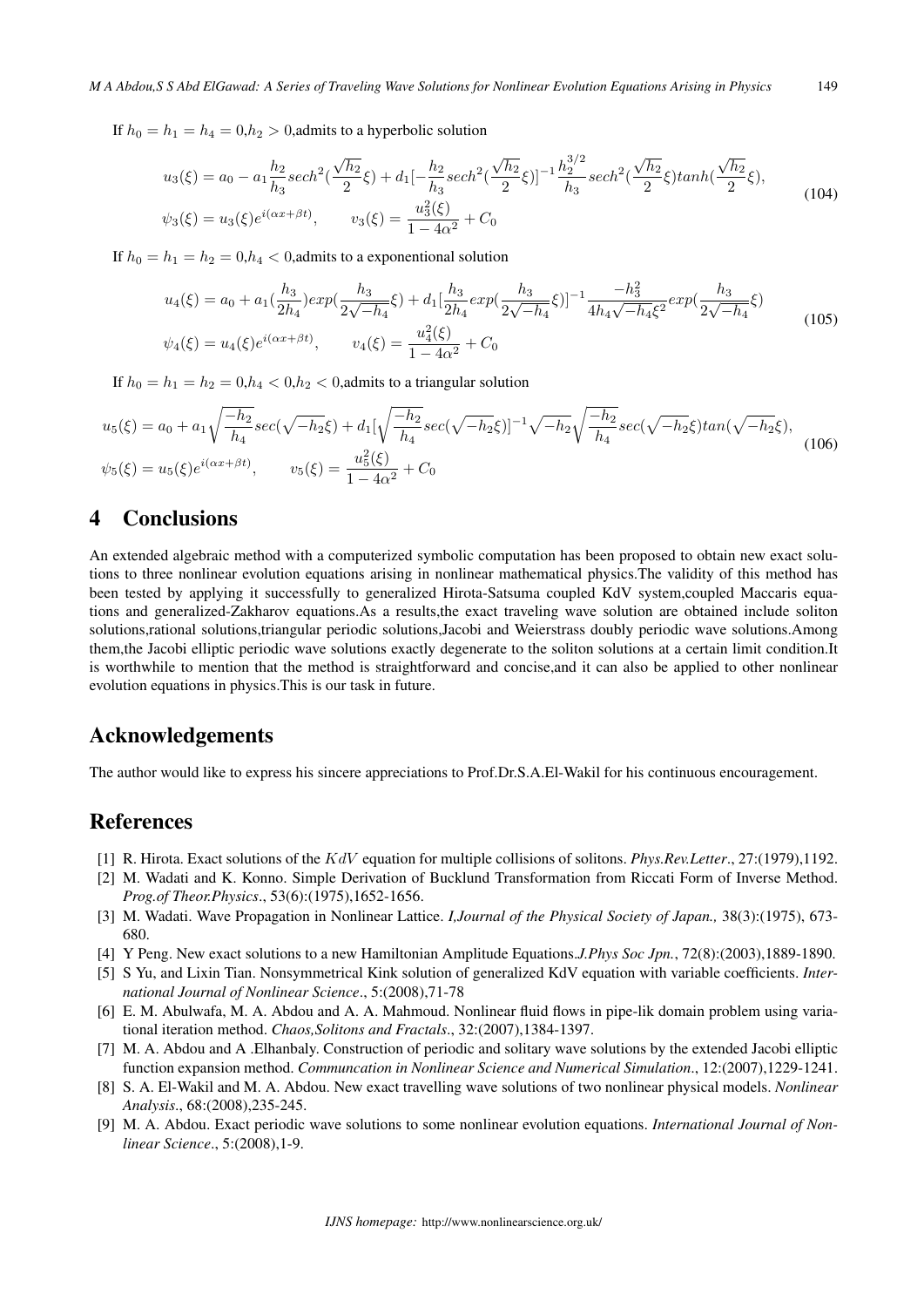If $h_0 = h_1 = h_4 = 0, h_2 > 0$,admits to a hyperbolic solution

$$
\begin{aligned}
&u_3(\xi) = a_0 - a_1 \frac{h_2}{h_3} sech^2(\frac{\sqrt{h_2}}{2}\xi) + d_1[-\frac{h_2}{h_3} sech^2(\frac{\sqrt{h_2}}{2}\xi)]^{-1} \frac{h_2^{3/2}}{h_3} sech^2(\frac{\sqrt{h_2}}{2}\xi) tanh(\frac{\sqrt{h_2}}{2}\xi),\\
&\psi_3(\xi) = u_3(\xi) e^{i(\alpha x + \beta t)}, \qquad v_3(\xi) = \frac{u_3^2(\xi)}{1 - 4\alpha^2} + C_0
\end{aligned}
\tag{104}
$$

If $h_0 = h_1 = h_2 = 0, h_4 < 0$,admits to a exponentional solution

$$
\begin{aligned}
&u_4(\xi) = a_0 + a_1 (\frac{h_3}{2h_4}) exp(\frac{h_3}{2\sqrt{-h_4}}\xi) + d_1[\frac{h_3}{2h_4} exp(\frac{h_3}{2\sqrt{-h_4}}\xi)]^{-1} \frac{-h_3^2}{4h_4\sqrt{-h_4}\xi^2} exp(\frac{h_3}{2\sqrt{-h_4}}\xi)\\
&\psi_4(\xi) = u_4(\xi) e^{i(\alpha x + \beta t)}, \qquad v_4(\xi) = \frac{u_4^2(\xi)}{1 - 4\alpha^2} + C_0
\end{aligned}
\tag{105}
$$

If $h_0 = h_1 = h_2 = 0, h_4 < 0, h_2 < 0$,admits to a triangular solution

$$
\begin{aligned}
&u_5(\xi) = a_0 + a_1 \sqrt{\frac{-h_2}{h_4}} sec(\sqrt{-h_2}\xi) + d_1[\sqrt{\frac{-h_2}{h_4}} sec(\sqrt{-h_2}\xi)]^{-1} \sqrt{-h_2} \sqrt{\frac{-h_2}{h_4}} sec(\sqrt{-h_2}\xi) tan(\sqrt{-h_2}\xi),\\
&\psi_5(\xi) = u_5(\xi) e^{i(\alpha x + \beta t)}, \qquad v_5(\xi) = \frac{u_5^2(\xi)}{1 - 4\alpha^2} + C_0
\end{aligned}
\tag{106}
$$

## 4 Conclusions

An extended algebraic method with a computerized symbolic computation has been proposed to obtain new exact solutions to three nonlinear evolution equations arising in nonlinear mathematical physics.The validity of this method has been tested by applying it successfully to generalized Hirota-Satsuma coupled KdV system,coupled Maccaris equations and generalized-Zakharov equations.As a results,the exact traveling wave solution are obtained include soliton solutions,rational solutions,triangular periodic solutions,Jacobi and Weierstrass doubly periodic wave solutions.Among them,the Jacobi elliptic periodic wave solutions exactly degenerate to the soliton solutions at a certain limit condition.It is worthwhile to mention that the method is straightforward and concise,and it can also be applied to other nonlinear evolution equations in physics.This is our task in future.

## Acknowledgements

The author would like to express his sincere appreciations to Prof.Dr.S.A.El-Wakil for his continuous encouragement.

## References

[1] R. Hirota. Exact solutions of the $KdV$ equation for multiple collisions of solitons. *Phys.Rev.Letter*., 27:(1979),1192.

[2] M. Wadati and K. Konno. Simple Derivation of Bucklund Transformation from Riccati Form of Inverse Method. *Prog.of Theor.Physics*., 53(6):(1975),1652-1656.

[3] M. Wadati. Wave Propagation in Nonlinear Lattice. *I,Journal of the Physical Society of Japan.,* 38(3):(1975), 673-680.

[4] Y Peng. New exact solutions to a new Hamiltonian Amplitude Equations.*J.Phys Soc Jpn.*, 72(8):(2003),1889-1890.

[5] S Yu, and Lixin Tian. Nonsymmetrical Kink solution of generalized KdV equation with variable coefficients. *International Journal of Nonlinear Science*., 5:(2008),71-78

[6] E. M. Abulwafa, M. A. Abdou and A. A. Mahmoud. Nonlinear fluid flows in pipe-lik domain problem using variational iteration method. *Chaos,Solitons and Fractals*., 32:(2007),1384-1397.

[7] M. A. Abdou and A .Elhanbaly. Construction of periodic and solitary wave solutions by the extended Jacobi elliptic function expansion method. *Communcation in Nonlinear Science and Numerical Simulation*., 12:(2007),1229-1241.

[8] S. A. El-Wakil and M. A. Abdou. New exact travelling wave solutions of two nonlinear physical models. *Nonlinear Analysis*., 68:(2008),235-245.

[9] M. A. Abdou. Exact periodic wave solutions to some nonlinear evolution equations. *International Journal of Nonlinear Science*., 5:(2008),1-9.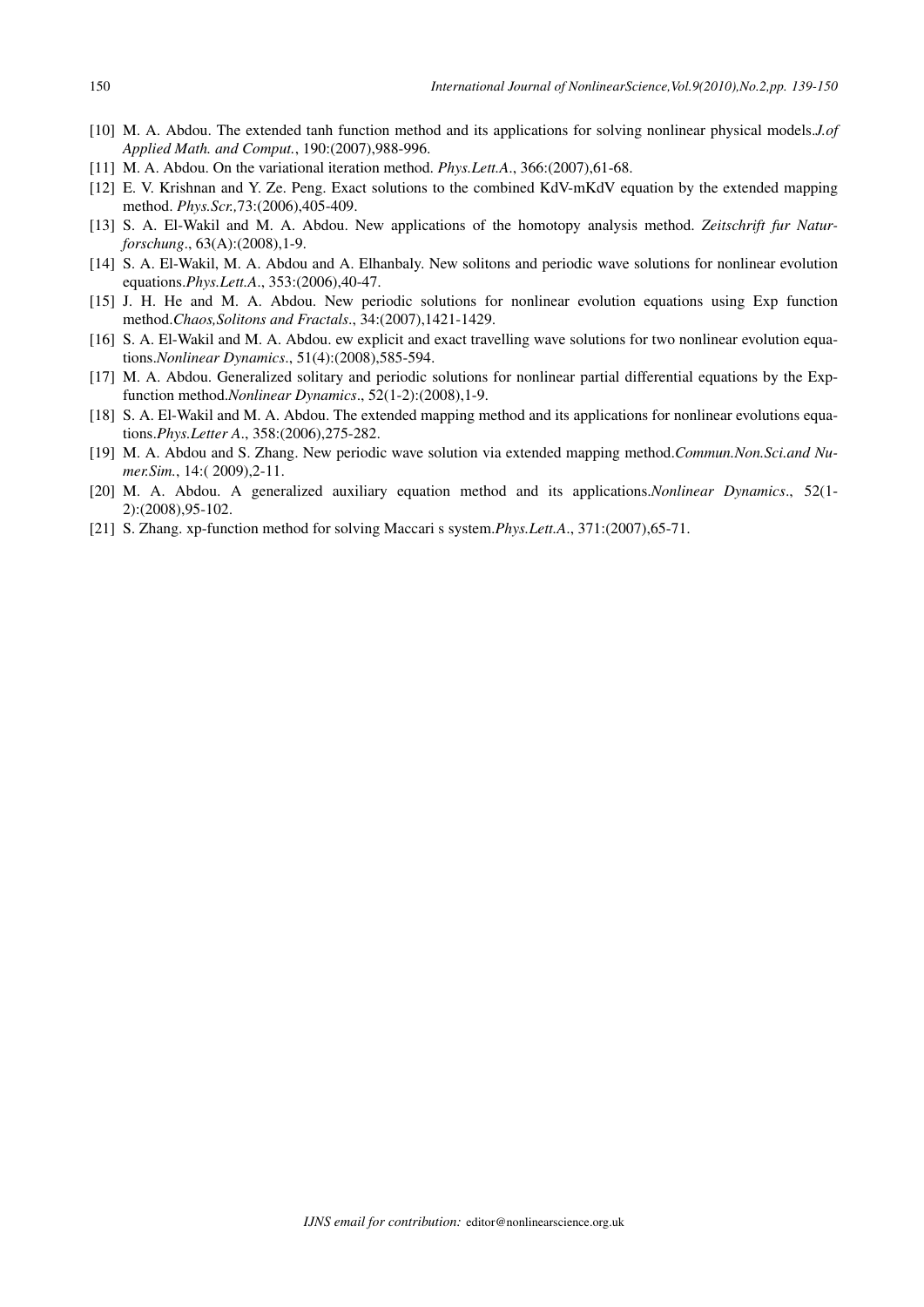[10] M. A. Abdou. The extended tanh function method and its applications for solving nonlinear physical models.*J.of Applied Math. and Comput.*, 190:(2007),988-996.

[11] M. A. Abdou. On the variational iteration method. *Phys.Lett.A*., 366:(2007),61-68.

[12] E. V. Krishnan and Y. Ze. Peng. Exact solutions to the combined KdV-mKdV equation by the extended mapping method. *Phys.Scr.,*73:(2006),405-409.

[13] S. A. El-Wakil and M. A. Abdou. New applications of the homotopy analysis method. *Zeitschrift fur Naturforschung*., 63(A):(2008),1-9.

[14] S. A. El-Wakil, M. A. Abdou and A. Elhanbaly. New solitons and periodic wave solutions for nonlinear evolution equations.*Phys.Lett.A*., 353:(2006),40-47.

[15] J. H. He and M. A. Abdou. New periodic solutions for nonlinear evolution equations using Exp function method.*Chaos,Solitons and Fractals*., 34:(2007),1421-1429.

[16] S. A. El-Wakil and M. A. Abdou. ew explicit and exact travelling wave solutions for two nonlinear evolution equations.*Nonlinear Dynamics*., 51(4):(2008),585-594.

[17] M. A. Abdou. Generalized solitary and periodic solutions for nonlinear partial differential equations by the Exp-function method.*Nonlinear Dynamics*., 52(1-2):(2008),1-9.

[18] S. A. El-Wakil and M. A. Abdou. The extended mapping method and its applications for nonlinear evolutions equations.*Phys.Letter A*., 358:(2006),275-282.

[19] M. A. Abdou and S. Zhang. New periodic wave solution via extended mapping method.*Commun.Non.Sci.and Numer.Sim.*, 14:( 2009),2-11.

[20] M. A. Abdou. A generalized auxiliary equation method and its applications.*Nonlinear Dynamics*., 52(1-2):(2008),95-102.

[21] S. Zhang. xp-function method for solving Maccari s system.*Phys.Lett.A*., 371:(2007),65-71.